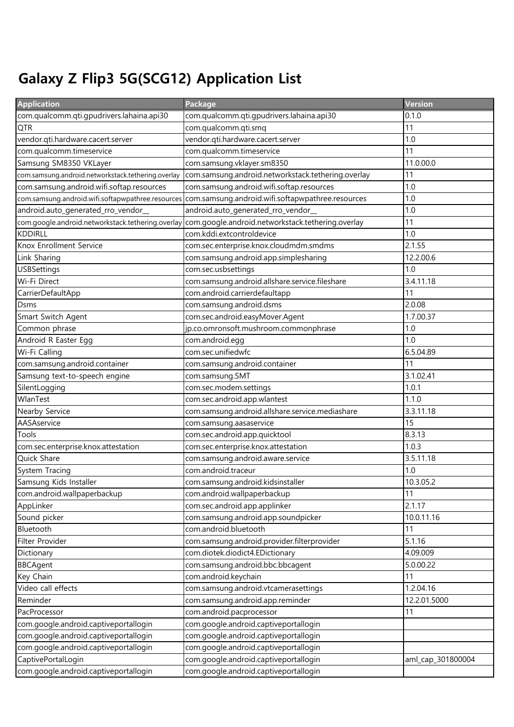# Galaxy Z Flip3 5G(SCG12) Application List

| Application | Package | Version |
| --- | --- | --- |
| com.qualcomm.qti.gpudrivers.lahaina.api30 | com.qualcomm.qti.gpudrivers.lahaina.api30 | 0.1.0 |
| QTR | com.qualcomm.qti.smq | 11 |
| vendor.qti.hardware.cacert.server | vendor.qti.hardware.cacert.server | 1.0 |
| com.qualcomm.timeservice | com.qualcomm.timeservice | 11 |
| Samsung SM8350 VKLayer | com.samsung.vklayer.sm8350 | 11.0.00.0 |
| com.samsung.android.networkstack.tethering.overlay | com.samsung.android.networkstack.tethering.overlay | 11 |
| com.samsung.android.wifi.softap.resources | com.samsung.android.wifi.softap.resources | 1.0 |
| com.samsung.android.wifi.softapwpathree.resources | com.samsung.android.wifi.softapwpathree.resources | 1.0 |
| android.auto_generated_rro_vendor__ | android.auto_generated_rro_vendor__ | 1.0 |
| com.google.android.networkstack.tethering.overlay | com.google.android.networkstack.tethering.overlay | 11 |
| KDDIRLL | com.kddi.extcontroldevice | 1.0 |
| Knox Enrollment Service | com.sec.enterprise.knox.cloudmdm.smdms | 2.1.55 |
| Link Sharing | com.samsung.android.app.simplesharing | 12.2.00.6 |
| USBSettings | com.sec.usbsettings | 1.0 |
| Wi-Fi Direct | com.samsung.android.allshare.service.fileshare | 3.4.11.18 |
| CarrierDefaultApp | com.android.carrierdefaultapp | 11 |
| Dsms | com.samsung.android.dsms | 2.0.08 |
| Smart Switch Agent | com.sec.android.easyMover.Agent | 1.7.00.37 |
| Common phrase | jp.co.omronsoft.mushroom.commonphrase | 1.0 |
| Android R Easter Egg | com.android.egg | 1.0 |
| Wi-Fi Calling | com.sec.unifiedwfc | 6.5.04.89 |
| com.samsung.android.container | com.samsung.android.container | 11 |
| Samsung text-to-speech engine | com.samsung.SMT | 3.1.02.41 |
| SilentLogging | com.sec.modem.settings | 1.0.1 |
| WlanTest | com.sec.android.app.wlantest | 1.1.0 |
| Nearby Service | com.samsung.android.allshare.service.mediashare | 3.3.11.18 |
| AASAservice | com.samsung.aasaservice | 15 |
| Tools | com.sec.android.app.quicktool | 8.3.13 |
| com.sec.enterprise.knox.attestation | com.sec.enterprise.knox.attestation | 1.0.3 |
| Quick Share | com.samsung.android.aware.service | 3.5.11.18 |
| System Tracing | com.android.traceur | 1.0 |
| Samsung Kids Installer | com.samsung.android.kidsinstaller | 10.3.05.2 |
| com.android.wallpaperbackup | com.android.wallpaperbackup | 11 |
| AppLinker | com.sec.android.app.applinker | 2.1.17 |
| Sound picker | com.samsung.android.app.soundpicker | 10.0.11.16 |
| Bluetooth | com.android.bluetooth | 11 |
| Filter Provider | com.samsung.android.provider.filterprovider | 5.1.16 |
| Dictionary | com.diotek.diodict4.EDictionary | 4.09.009 |
| BBCAgent | com.samsung.android.bbc.bbcagent | 5.0.00.22 |
| Key Chain | com.android.keychain | 11 |
| Video call effects | com.samsung.android.vtcamerasettings | 1.2.04.16 |
| Reminder | com.samsung.android.app.reminder | 12.2.01.5000 |
| PacProcessor | com.android.pacprocessor | 11 |
| com.google.android.captiveportallogin | com.google.android.captiveportallogin | |
| com.google.android.captiveportallogin | com.google.android.captiveportallogin | |
| com.google.android.captiveportallogin | com.google.android.captiveportallogin | |
| CaptivePortalLogin | com.google.android.captiveportallogin | aml_cap_301800004 |
| com.google.android.captiveportallogin | com.google.android.captiveportallogin | |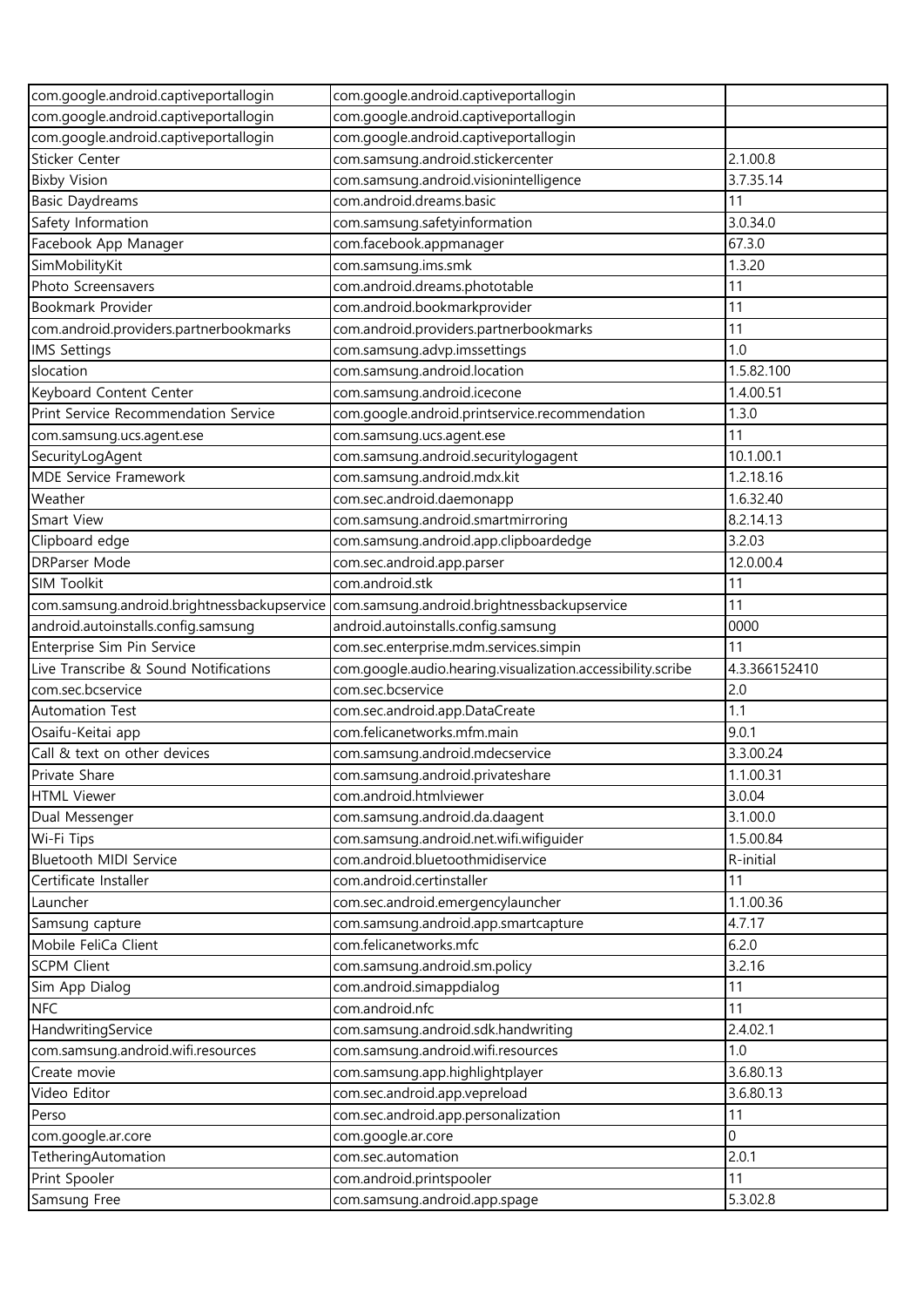| com.google.android.captiveportallogin | com.google.android.captiveportallogin | |
|---|---|---|
| com.google.android.captiveportallogin | com.google.android.captiveportallogin | |
| com.google.android.captiveportallogin | com.google.android.captiveportallogin | |
| Sticker Center | com.samsung.android.stickercenter | 2.1.00.8 |
| Bixby Vision | com.samsung.android.visionintelligence | 3.7.35.14 |
| Basic Daydreams | com.android.dreams.basic | 11 |
| Safety Information | com.samsung.safetyinformation | 3.0.34.0 |
| Facebook App Manager | com.facebook.appmanager | 67.3.0 |
| SimMobilityKit | com.samsung.ims.smk | 1.3.20 |
| Photo Screensavers | com.android.dreams.phototable | 11 |
| Bookmark Provider | com.android.bookmarkprovider | 11 |
| com.android.providers.partnerbookmarks | com.android.providers.partnerbookmarks | 11 |
| IMS Settings | com.samsung.advp.imssettings | 1.0 |
| slocation | com.samsung.android.location | 1.5.82.100 |
| Keyboard Content Center | com.samsung.android.icecone | 1.4.00.51 |
| Print Service Recommendation Service | com.google.android.printservice.recommendation | 1.3.0 |
| com.samsung.ucs.agent.ese | com.samsung.ucs.agent.ese | 11 |
| SecurityLogAgent | com.samsung.android.securitylogagent | 10.1.00.1 |
| MDE Service Framework | com.samsung.android.mdx.kit | 1.2.18.16 |
| Weather | com.sec.android.daemonapp | 1.6.32.40 |
| Smart View | com.samsung.android.smartmirroring | 8.2.14.13 |
| Clipboard edge | com.samsung.android.app.clipboardedge | 3.2.03 |
| DRParser Mode | com.sec.android.app.parser | 12.0.00.4 |
| SIM Toolkit | com.android.stk | 11 |
| com.samsung.android.brightnessbackupservice | com.samsung.android.brightnessbackupservice | 11 |
| android.autoinstalls.config.samsung | android.autoinstalls.config.samsung | 0000 |
| Enterprise Sim Pin Service | com.sec.enterprise.mdm.services.simpin | 11 |
| Live Transcribe & Sound Notifications | com.google.audio.hearing.visualization.accessibility.scribe | 4.3.366152410 |
| com.sec.bcservice | com.sec.bcservice | 2.0 |
| Automation Test | com.sec.android.app.DataCreate | 1.1 |
| Osaifu-Keitai app | com.felicanetworks.mfm.main | 9.0.1 |
| Call & text on other devices | com.samsung.android.mdecservice | 3.3.00.24 |
| Private Share | com.samsung.android.privateshare | 1.1.00.31 |
| HTML Viewer | com.android.htmlviewer | 3.0.04 |
| Dual Messenger | com.samsung.android.da.daagent | 3.1.00.0 |
| Wi-Fi Tips | com.samsung.android.net.wifi.wifiguider | 1.5.00.84 |
| Bluetooth MIDI Service | com.android.bluetoothmidiservice | R-initial |
| Certificate Installer | com.android.certinstaller | 11 |
| Launcher | com.sec.android.emergencylauncher | 1.1.00.36 |
| Samsung capture | com.samsung.android.app.smartcapture | 4.7.17 |
| Mobile FeliCa Client | com.felicanetworks.mfc | 6.2.0 |
| SCPM Client | com.samsung.android.sm.policy | 3.2.16 |
| Sim App Dialog | com.android.simappdialog | 11 |
| NFC | com.android.nfc | 11 |
| HandwritingService | com.samsung.android.sdk.handwriting | 2.4.02.1 |
| com.samsung.android.wifi.resources | com.samsung.android.wifi.resources | 1.0 |
| Create movie | com.samsung.app.highlightplayer | 3.6.80.13 |
| Video Editor | com.sec.android.app.vepreload | 3.6.80.13 |
| Perso | com.sec.android.app.personalization | 11 |
| com.google.ar.core | com.google.ar.core | 0 |
| TetheringAutomation | com.sec.automation | 2.0.1 |
| Print Spooler | com.android.printspooler | 11 |
| Samsung Free | com.samsung.android.app.spage | 5.3.02.8 |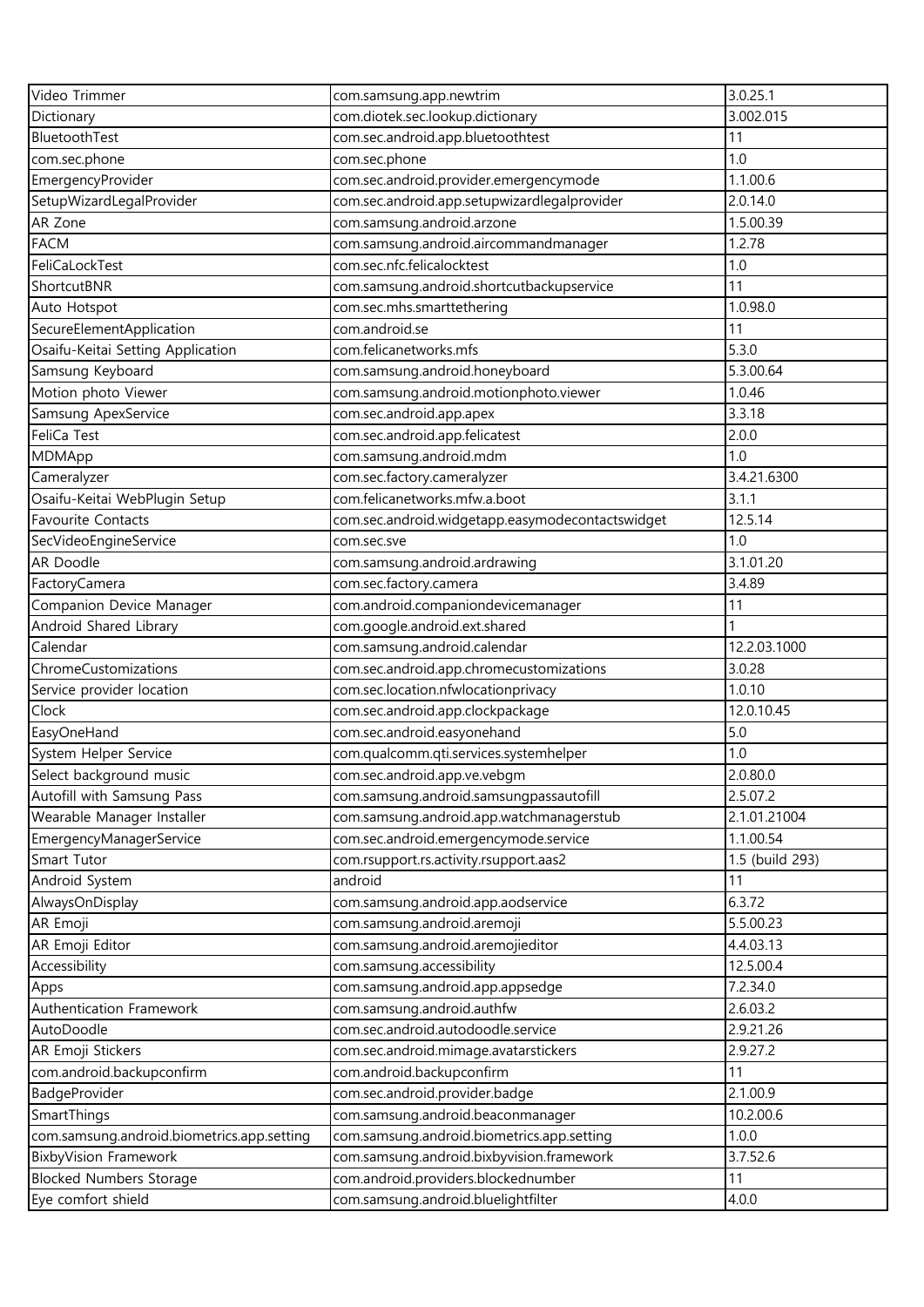| Video Trimmer | com.samsung.app.newtrim | 3.0.25.1 |
|---|---|---|
| Dictionary | com.diotek.sec.lookup.dictionary | 3.002.015 |
| BluetoothTest | com.sec.android.app.bluetoothtest | 11 |
| com.sec.phone | com.sec.phone | 1.0 |
| EmergencyProvider | com.sec.android.provider.emergencymode | 1.1.00.6 |
| SetupWizardLegalProvider | com.sec.android.app.setupwizardlegalprovider | 2.0.14.0 |
| AR Zone | com.samsung.android.arzone | 1.5.00.39 |
| FACM | com.samsung.android.aircommandmanager | 1.2.78 |
| FeliCaLockTest | com.sec.nfc.felicalocktest | 1.0 |
| ShortcutBNR | com.samsung.android.shortcutbackupservice | 11 |
| Auto Hotspot | com.sec.mhs.smarttethering | 1.0.98.0 |
| SecureElementApplication | com.android.se | 11 |
| Osaifu-Keitai Setting Application | com.felicanetworks.mfs | 5.3.0 |
| Samsung Keyboard | com.samsung.android.honeyboard | 5.3.00.64 |
| Motion photo Viewer | com.samsung.android.motionphoto.viewer | 1.0.46 |
| Samsung ApexService | com.sec.android.app.apex | 3.3.18 |
| FeliCa Test | com.sec.android.app.felicatest | 2.0.0 |
| MDMApp | com.samsung.android.mdm | 1.0 |
| Cameralyzer | com.sec.factory.cameralyzer | 3.4.21.6300 |
| Osaifu-Keitai WebPlugin Setup | com.felicanetworks.mfw.a.boot | 3.1.1 |
| Favourite Contacts | com.sec.android.widgetapp.easymodecontactswidget | 12.5.14 |
| SecVideoEngineService | com.sec.sve | 1.0 |
| AR Doodle | com.samsung.android.ardrawing | 3.1.01.20 |
| FactoryCamera | com.sec.factory.camera | 3.4.89 |
| Companion Device Manager | com.android.companiondevicemanager | 11 |
| Android Shared Library | com.google.android.ext.shared | 1 |
| Calendar | com.samsung.android.calendar | 12.2.03.1000 |
| ChromeCustomizations | com.sec.android.app.chromecustomizations | 3.0.28 |
| Service provider location | com.sec.location.nfwlocationprivacy | 1.0.10 |
| Clock | com.sec.android.app.clockpackage | 12.0.10.45 |
| EasyOneHand | com.sec.android.easyonehand | 5.0 |
| System Helper Service | com.qualcomm.qti.services.systemhelper | 1.0 |
| Select background music | com.sec.android.app.ve.vebgm | 2.0.80.0 |
| Autofill with Samsung Pass | com.samsung.android.samsungpassautofill | 2.5.07.2 |
| Wearable Manager Installer | com.samsung.android.app.watchmanagerstub | 2.1.01.21004 |
| EmergencyManagerService | com.sec.android.emergencymode.service | 1.1.00.54 |
| Smart Tutor | com.rsupport.rs.activity.rsupport.aas2 | 1.5 (build 293) |
| Android System | android | 11 |
| AlwaysOnDisplay | com.samsung.android.app.aodservice | 6.3.72 |
| AR Emoji | com.samsung.android.aremoji | 5.5.00.23 |
| AR Emoji Editor | com.samsung.android.aremojieditor | 4.4.03.13 |
| Accessibility | com.samsung.accessibility | 12.5.00.4 |
| Apps | com.samsung.android.app.appsedge | 7.2.34.0 |
| Authentication Framework | com.samsung.android.authfw | 2.6.03.2 |
| AutoDoodle | com.sec.android.autodoodle.service | 2.9.21.26 |
| AR Emoji Stickers | com.sec.android.mimage.avatarstickers | 2.9.27.2 |
| com.android.backupconfirm | com.android.backupconfirm | 11 |
| BadgeProvider | com.sec.android.provider.badge | 2.1.00.9 |
| SmartThings | com.samsung.android.beaconmanager | 10.2.00.6 |
| com.samsung.android.biometrics.app.setting | com.samsung.android.biometrics.app.setting | 1.0.0 |
| BixbyVision Framework | com.samsung.android.bixbyvision.framework | 3.7.52.6 |
| Blocked Numbers Storage | com.android.providers.blockednumber | 11 |
| Eye comfort shield | com.samsung.android.bluelightfilter | 4.0.0 |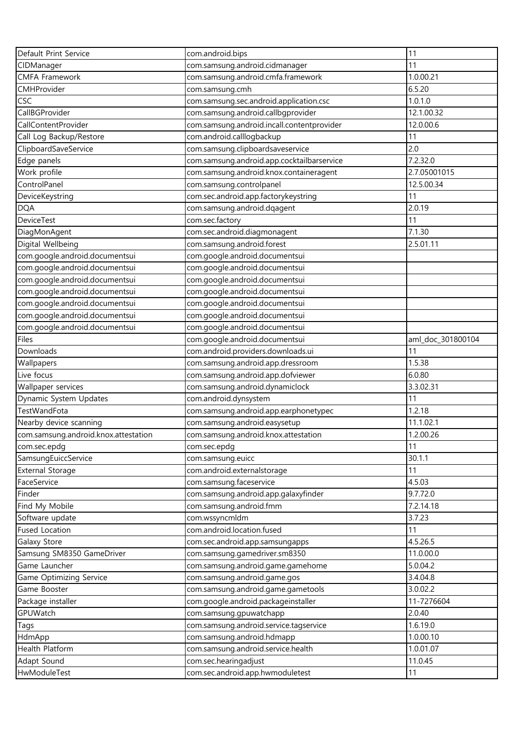| Default Print Service | com.android.bips | 11 |
|---|---|---|
| CIDManager | com.samsung.android.cidmanager | 11 |
| CMFA Framework | com.samsung.android.cmfa.framework | 1.0.00.21 |
| CMHProvider | com.samsung.cmh | 6.5.20 |
| CSC | com.samsung.sec.android.application.csc | 1.0.1.0 |
| CallBGProvider | com.samsung.android.callbgprovider | 12.1.00.32 |
| CallContentProvider | com.samsung.android.incall.contentprovider | 12.0.00.6 |
| Call Log Backup/Restore | com.android.calllogbackup | 11 |
| ClipboardSaveService | com.samsung.clipboardsaveservice | 2.0 |
| Edge panels | com.samsung.android.app.cocktailbarservice | 7.2.32.0 |
| Work profile | com.samsung.android.knox.containeragent | 2.7.05001015 |
| ControlPanel | com.samsung.controlpanel | 12.5.00.34 |
| DeviceKeystring | com.sec.android.app.factorykeystring | 11 |
| DQA | com.samsung.android.dqagent | 2.0.19 |
| DeviceTest | com.sec.factory | 11 |
| DiagMonAgent | com.sec.android.diagmonagent | 7.1.30 |
| Digital Wellbeing | com.samsung.android.forest | 2.5.01.11 |
| com.google.android.documentsui | com.google.android.documentsui | |
| com.google.android.documentsui | com.google.android.documentsui | |
| com.google.android.documentsui | com.google.android.documentsui | |
| com.google.android.documentsui | com.google.android.documentsui | |
| com.google.android.documentsui | com.google.android.documentsui | |
| com.google.android.documentsui | com.google.android.documentsui | |
| com.google.android.documentsui | com.google.android.documentsui | |
| Files | com.google.android.documentsui | aml_doc_301800104 |
| Downloads | com.android.providers.downloads.ui | 11 |
| Wallpapers | com.samsung.android.app.dressroom | 1.5.38 |
| Live focus | com.samsung.android.app.dofviewer | 6.0.80 |
| Wallpaper services | com.samsung.android.dynamiclock | 3.3.02.31 |
| Dynamic System Updates | com.android.dynsystem | 11 |
| TestWandFota | com.samsung.android.app.earphonetypec | 1.2.18 |
| Nearby device scanning | com.samsung.android.easysetup | 11.1.02.1 |
| com.samsung.android.knox.attestation | com.samsung.android.knox.attestation | 1.2.00.26 |
| com.sec.epdg | com.sec.epdg | 11 |
| SamsungEuiccService | com.samsung.euicc | 30.1.1 |
| External Storage | com.android.externalstorage | 11 |
| FaceService | com.samsung.faceservice | 4.5.03 |
| Finder | com.samsung.android.app.galaxyfinder | 9.7.72.0 |
| Find My Mobile | com.samsung.android.fmm | 7.2.14.18 |
| Software update | com.wssyncmldm | 3.7.23 |
| Fused Location | com.android.location.fused | 11 |
| Galaxy Store | com.sec.android.app.samsungapps | 4.5.26.5 |
| Samsung SM8350 GameDriver | com.samsung.gamedriver.sm8350 | 11.0.00.0 |
| Game Launcher | com.samsung.android.game.gamehome | 5.0.04.2 |
| Game Optimizing Service | com.samsung.android.game.gos | 3.4.04.8 |
| Game Booster | com.samsung.android.game.gametools | 3.0.02.2 |
| Package installer | com.google.android.packageinstaller | 11-7276604 |
| GPUWatch | com.samsung.gpuwatchapp | 2.0.40 |
| Tags | com.samsung.android.service.tagservice | 1.6.19.0 |
| HdmApp | com.samsung.android.hdmapp | 1.0.00.10 |
| Health Platform | com.samsung.android.service.health | 1.0.01.07 |
| Adapt Sound | com.sec.hearingadjust | 11.0.45 |
| HwModuleTest | com.sec.android.app.hwmoduletest | 11 |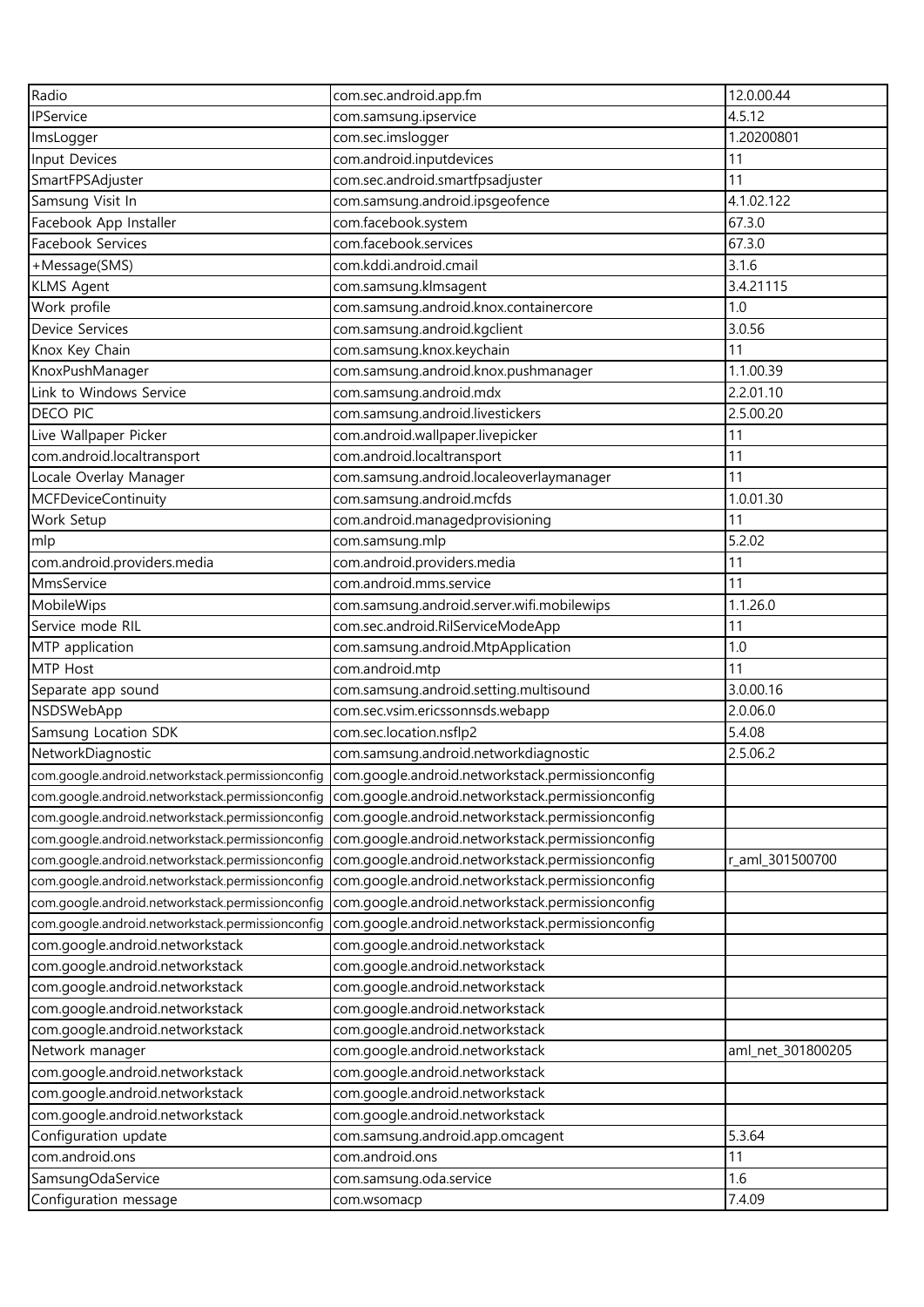| Radio | com.sec.android.app.fm | 12.0.00.44 |
|---|---|---|
| IPService | com.samsung.ipservice | 4.5.12 |
| ImsLogger | com.sec.imslogger | 1.20200801 |
| Input Devices | com.android.inputdevices | 11 |
| SmartFPSAdjuster | com.sec.android.smartfpsadjuster | 11 |
| Samsung Visit In | com.samsung.android.ipsgeofence | 4.1.02.122 |
| Facebook App Installer | com.facebook.system | 67.3.0 |
| Facebook Services | com.facebook.services | 67.3.0 |
| +Message(SMS) | com.kddi.android.cmail | 3.1.6 |
| KLMS Agent | com.samsung.klmsagent | 3.4.21115 |
| Work profile | com.samsung.android.knox.containercore | 1.0 |
| Device Services | com.samsung.android.kgclient | 3.0.56 |
| Knox Key Chain | com.samsung.knox.keychain | 11 |
| KnoxPushManager | com.samsung.android.knox.pushmanager | 1.1.00.39 |
| Link to Windows Service | com.samsung.android.mdx | 2.2.01.10 |
| DECO PIC | com.samsung.android.livestickers | 2.5.00.20 |
| Live Wallpaper Picker | com.android.wallpaper.livepicker | 11 |
| com.android.localtransport | com.android.localtransport | 11 |
| Locale Overlay Manager | com.samsung.android.localeoverlaymanager | 11 |
| MCFDeviceContinuity | com.samsung.android.mcfds | 1.0.01.30 |
| Work Setup | com.android.managedprovisioning | 11 |
| mlp | com.samsung.mlp | 5.2.02 |
| com.android.providers.media | com.android.providers.media | 11 |
| MmsService | com.android.mms.service | 11 |
| MobileWips | com.samsung.android.server.wifi.mobilewips | 1.1.26.0 |
| Service mode RIL | com.sec.android.RilServiceModeApp | 11 |
| MTP application | com.samsung.android.MtpApplication | 1.0 |
| MTP Host | com.android.mtp | 11 |
| Separate app sound | com.samsung.android.setting.multisound | 3.0.00.16 |
| NSDSWebApp | com.sec.vsim.ericssonnsds.webapp | 2.0.06.0 |
| Samsung Location SDK | com.sec.location.nsflp2 | 5.4.08 |
| NetworkDiagnostic | com.samsung.android.networkdiagnostic | 2.5.06.2 |
| com.google.android.networkstack.permissionconfig | com.google.android.networkstack.permissionconfig | |
| com.google.android.networkstack.permissionconfig | com.google.android.networkstack.permissionconfig | |
| com.google.android.networkstack.permissionconfig | com.google.android.networkstack.permissionconfig | |
| com.google.android.networkstack.permissionconfig | com.google.android.networkstack.permissionconfig | |
| com.google.android.networkstack.permissionconfig | com.google.android.networkstack.permissionconfig | r_aml_301500700 |
| com.google.android.networkstack.permissionconfig | com.google.android.networkstack.permissionconfig | |
| com.google.android.networkstack.permissionconfig | com.google.android.networkstack.permissionconfig | |
| com.google.android.networkstack.permissionconfig | com.google.android.networkstack.permissionconfig | |
| com.google.android.networkstack | com.google.android.networkstack | |
| com.google.android.networkstack | com.google.android.networkstack | |
| com.google.android.networkstack | com.google.android.networkstack | |
| com.google.android.networkstack | com.google.android.networkstack | |
| com.google.android.networkstack | com.google.android.networkstack | |
| Network manager | com.google.android.networkstack | aml_net_301800205 |
| com.google.android.networkstack | com.google.android.networkstack | |
| com.google.android.networkstack | com.google.android.networkstack | |
| com.google.android.networkstack | com.google.android.networkstack | |
| Configuration update | com.samsung.android.app.omcagent | 5.3.64 |
| com.android.ons | com.android.ons | 11 |
| SamsungOdaService | com.samsung.oda.service | 1.6 |
| Configuration message | com.wsomacp | 7.4.09 |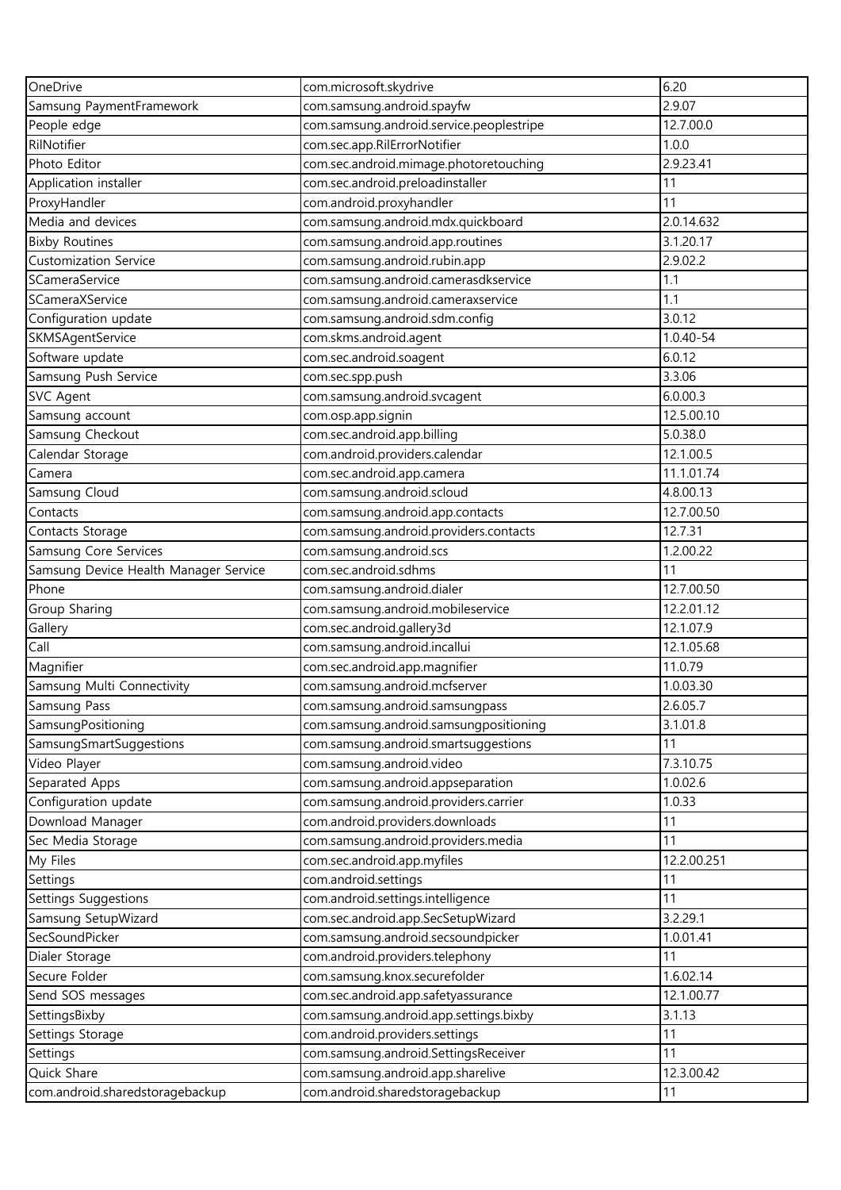| OneDrive | com.microsoft.skydrive | 6.20 |
|---|---|---|
| Samsung PaymentFramework | com.samsung.android.spayfw | 2.9.07 |
| People edge | com.samsung.android.service.peoplestripe | 12.7.00.0 |
| RilNotifier | com.sec.app.RilErrorNotifier | 1.0.0 |
| Photo Editor | com.sec.android.mimage.photoretouching | 2.9.23.41 |
| Application installer | com.sec.android.preloadinstaller | 11 |
| ProxyHandler | com.android.proxyhandler | 11 |
| Media and devices | com.samsung.android.mdx.quickboard | 2.0.14.632 |
| Bixby Routines | com.samsung.android.app.routines | 3.1.20.17 |
| Customization Service | com.samsung.android.rubin.app | 2.9.02.2 |
| SCameraService | com.samsung.android.camerasdkservice | 1.1 |
| SCameraXService | com.samsung.android.cameraxservice | 1.1 |
| Configuration update | com.samsung.android.sdm.config | 3.0.12 |
| SKMSAgentService | com.skms.android.agent | 1.0.40-54 |
| Software update | com.sec.android.soagent | 6.0.12 |
| Samsung Push Service | com.sec.spp.push | 3.3.06 |
| SVC Agent | com.samsung.android.svcagent | 6.0.00.3 |
| Samsung account | com.osp.app.signin | 12.5.00.10 |
| Samsung Checkout | com.sec.android.app.billing | 5.0.38.0 |
| Calendar Storage | com.android.providers.calendar | 12.1.00.5 |
| Camera | com.sec.android.app.camera | 11.1.01.74 |
| Samsung Cloud | com.samsung.android.scloud | 4.8.00.13 |
| Contacts | com.samsung.android.app.contacts | 12.7.00.50 |
| Contacts Storage | com.samsung.android.providers.contacts | 12.7.31 |
| Samsung Core Services | com.samsung.android.scs | 1.2.00.22 |
| Samsung Device Health Manager Service | com.sec.android.sdhms | 11 |
| Phone | com.samsung.android.dialer | 12.7.00.50 |
| Group Sharing | com.samsung.android.mobileservice | 12.2.01.12 |
| Gallery | com.sec.android.gallery3d | 12.1.07.9 |
| Call | com.samsung.android.incallui | 12.1.05.68 |
| Magnifier | com.sec.android.app.magnifier | 11.0.79 |
| Samsung Multi Connectivity | com.samsung.android.mcfserver | 1.0.03.30 |
| Samsung Pass | com.samsung.android.samsungpass | 2.6.05.7 |
| SamsungPositioning | com.samsung.android.samsungpositioning | 3.1.01.8 |
| SamsungSmartSuggestions | com.samsung.android.smartsuggestions | 11 |
| Video Player | com.samsung.android.video | 7.3.10.75 |
| Separated Apps | com.samsung.android.appseparation | 1.0.02.6 |
| Configuration update | com.samsung.android.providers.carrier | 1.0.33 |
| Download Manager | com.android.providers.downloads | 11 |
| Sec Media Storage | com.samsung.android.providers.media | 11 |
| My Files | com.sec.android.app.myfiles | 12.2.00.251 |
| Settings | com.android.settings | 11 |
| Settings Suggestions | com.android.settings.intelligence | 11 |
| Samsung SetupWizard | com.sec.android.app.SecSetupWizard | 3.2.29.1 |
| SecSoundPicker | com.samsung.android.secsoundpicker | 1.0.01.41 |
| Dialer Storage | com.android.providers.telephony | 11 |
| Secure Folder | com.samsung.knox.securefolder | 1.6.02.14 |
| Send SOS messages | com.sec.android.app.safetyassurance | 12.1.00.77 |
| SettingsBixby | com.samsung.android.app.settings.bixby | 3.1.13 |
| Settings Storage | com.android.providers.settings | 11 |
| Settings | com.samsung.android.SettingsReceiver | 11 |
| Quick Share | com.samsung.android.app.sharelive | 12.3.00.42 |
| com.android.sharedstoragebackup | com.android.sharedstoragebackup | 11 |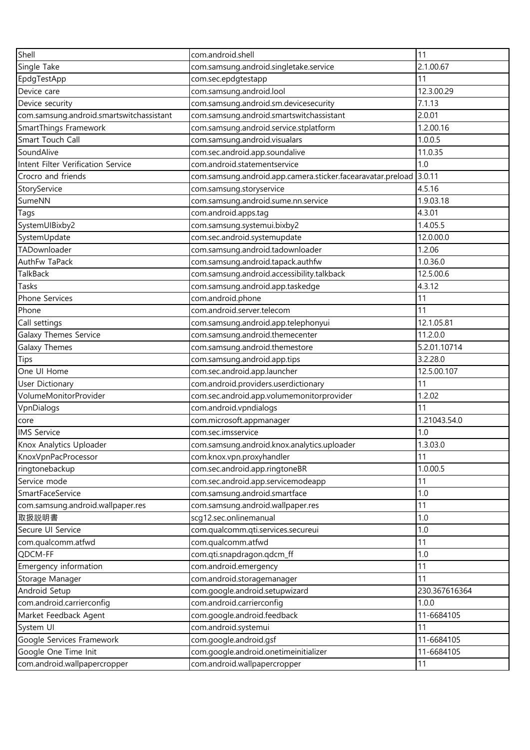| | | |
|---|---|---|
| Shell | com.android.shell | 11 |
| Single Take | com.samsung.android.singletake.service | 2.1.00.67 |
| EpdgTestApp | com.sec.epdgtestapp | 11 |
| Device care | com.samsung.android.lool | 12.3.00.29 |
| Device security | com.samsung.android.sm.devicesecurity | 7.1.13 |
| com.samsung.android.smartswitchassistant | com.samsung.android.smartswitchassistant | 2.0.01 |
| SmartThings Framework | com.samsung.android.service.stplatform | 1.2.00.16 |
| Smart Touch Call | com.samsung.android.visualars | 1.0.0.5 |
| SoundAlive | com.sec.android.app.soundalive | 11.0.35 |
| Intent Filter Verification Service | com.android.statementservice | 1.0 |
| Crocro and friends | com.samsung.android.app.camera.sticker.facearavatar.preload | 3.0.11 |
| StoryService | com.samsung.storyservice | 4.5.16 |
| SumeNN | com.samsung.android.sume.nn.service | 1.9.03.18 |
| Tags | com.android.apps.tag | 4.3.01 |
| SystemUIBixby2 | com.samsung.systemui.bixby2 | 1.4.05.5 |
| SystemUpdate | com.sec.android.systemupdate | 12.0.00.0 |
| TADownloader | com.samsung.android.tadownloader | 1.2.06 |
| AuthFw TaPack | com.samsung.android.tapack.authfw | 1.0.36.0 |
| TalkBack | com.samsung.android.accessibility.talkback | 12.5.00.6 |
| Tasks | com.samsung.android.app.taskedge | 4.3.12 |
| Phone Services | com.android.phone | 11 |
| Phone | com.android.server.telecom | 11 |
| Call settings | com.samsung.android.app.telephonyui | 12.1.05.81 |
| Galaxy Themes Service | com.samsung.android.themecenter | 11.2.0.0 |
| Galaxy Themes | com.samsung.android.themestore | 5.2.01.10714 |
| Tips | com.samsung.android.app.tips | 3.2.28.0 |
| One UI Home | com.sec.android.app.launcher | 12.5.00.107 |
| User Dictionary | com.android.providers.userdictionary | 11 |
| VolumeMonitorProvider | com.sec.android.app.volumemonitorprovider | 1.2.02 |
| VpnDialogs | com.android.vpndialogs | 11 |
| core | com.microsoft.appmanager | 1.21043.54.0 |
| IMS Service | com.sec.imsservice | 1.0 |
| Knox Analytics Uploader | com.samsung.android.knox.analytics.uploader | 1.3.03.0 |
| KnoxVpnPacProcessor | com.knox.vpn.proxyhandler | 11 |
| ringtonebackup | com.sec.android.app.ringtoneBR | 1.0.00.5 |
| Service mode | com.sec.android.app.servicemodeapp | 11 |
| SmartFaceService | com.samsung.android.smartface | 1.0 |
| com.samsung.android.wallpaper.res | com.samsung.android.wallpaper.res | 11 |
| 取扱説明書 | scg12.sec.onlinemanual | 1.0 |
| Secure UI Service | com.qualcomm.qti.services.secureui | 1.0 |
| com.qualcomm.atfwd | com.qualcomm.atfwd | 11 |
| QDCM-FF | com.qti.snapdragon.qdcm_ff | 1.0 |
| Emergency information | com.android.emergency | 11 |
| Storage Manager | com.android.storagemanager | 11 |
| Android Setup | com.google.android.setupwizard | 230.367616364 |
| com.android.carrierconfig | com.android.carrierconfig | 1.0.0 |
| Market Feedback Agent | com.google.android.feedback | 11-6684105 |
| System UI | com.android.systemui | 11 |
| Google Services Framework | com.google.android.gsf | 11-6684105 |
| Google One Time Init | com.google.android.onetimeinitializer | 11-6684105 |
| com.android.wallpapercropper | com.android.wallpapercropper | 11 |